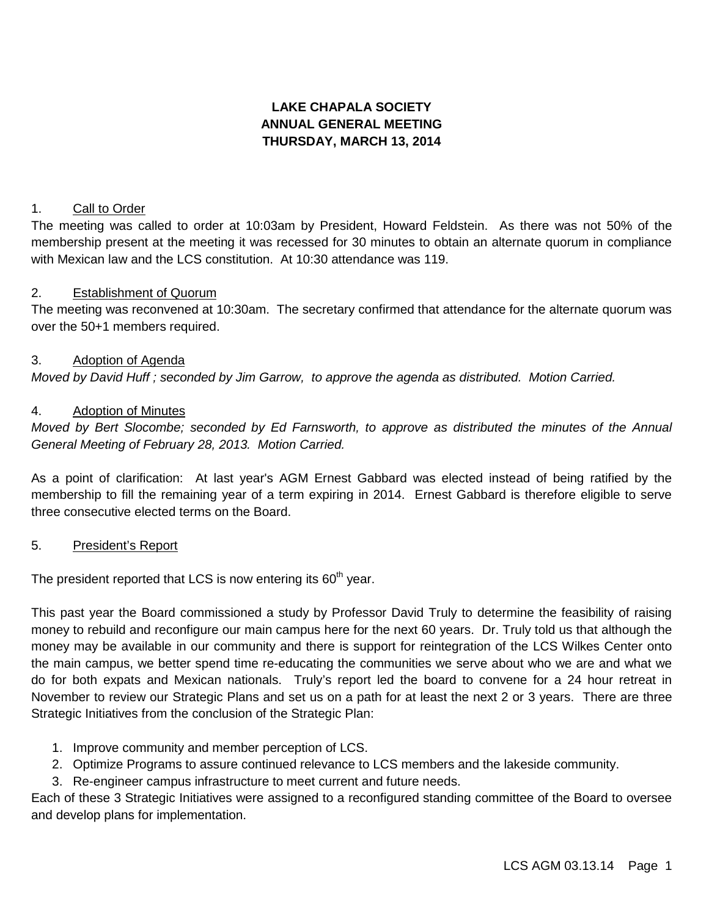**LAKE CHAPALA SOCIETY**
**ANNUAL GENERAL MEETING**
**THURSDAY, MARCH 13, 2014**

1. Call to Order

The meeting was called to order at 10:03am by President, Howard Feldstein. As there was not 50% of the membership present at the meeting it was recessed for 30 minutes to obtain an alternate quorum in compliance with Mexican law and the LCS constitution. At 10:30 attendance was 119.

2. Establishment of Quorum

The meeting was reconvened at 10:30am. The secretary confirmed that attendance for the alternate quorum was over the 50+1 members required.

3. Adoption of Agenda

*Moved by David Huff ; seconded by Jim Garrow, to approve the agenda as distributed. Motion Carried.*

4. Adoption of Minutes

*Moved by Bert Slocombe; seconded by Ed Farnsworth, to approve as distributed the minutes of the Annual General Meeting of February 28, 2013. Motion Carried.*

As a point of clarification: At last year's AGM Ernest Gabbard was elected instead of being ratified by the membership to fill the remaining year of a term expiring in 2014. Ernest Gabbard is therefore eligible to serve three consecutive elected terms on the Board.

5. President's Report

The president reported that LCS is now entering its 60th year.

This past year the Board commissioned a study by Professor David Truly to determine the feasibility of raising money to rebuild and reconfigure our main campus here for the next 60 years. Dr. Truly told us that although the money may be available in our community and there is support for reintegration of the LCS Wilkes Center onto the main campus, we better spend time re-educating the communities we serve about who we are and what we do for both expats and Mexican nationals. Truly's report led the board to convene for a 24 hour retreat in November to review our Strategic Plans and set us on a path for at least the next 2 or 3 years. There are three Strategic Initiatives from the conclusion of the Strategic Plan:

1. Improve community and member perception of LCS.
2. Optimize Programs to assure continued relevance to LCS members and the lakeside community.
3. Re-engineer campus infrastructure to meet current and future needs.

Each of these 3 Strategic Initiatives were assigned to a reconfigured standing committee of the Board to oversee and develop plans for implementation.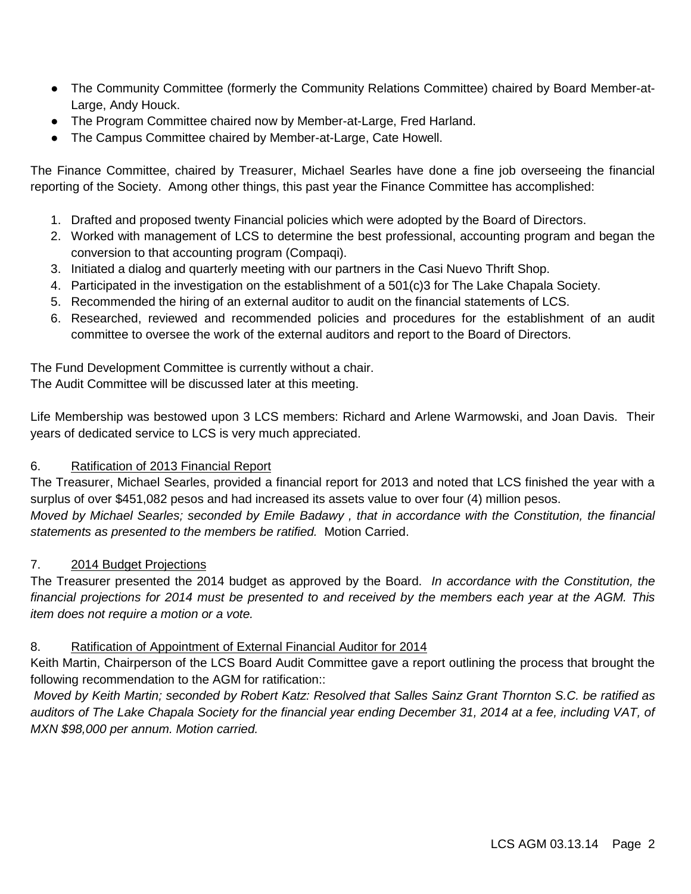- The Community Committee (formerly the Community Relations Committee) chaired by Board Member-at-Large, Andy Houck.
- The Program Committee chaired now by Member-at-Large, Fred Harland.
- The Campus Committee chaired by Member-at-Large, Cate Howell.

The Finance Committee, chaired by Treasurer, Michael Searles have done a fine job overseeing the financial reporting of the Society. Among other things, this past year the Finance Committee has accomplished:

1. Drafted and proposed twenty Financial policies which were adopted by the Board of Directors.
2. Worked with management of LCS to determine the best professional, accounting program and began the conversion to that accounting program (Compaqi).
3. Initiated a dialog and quarterly meeting with our partners in the Casi Nuevo Thrift Shop.
4. Participated in the investigation on the establishment of a 501(c)3 for The Lake Chapala Society.
5. Recommended the hiring of an external auditor to audit on the financial statements of LCS.
6. Researched, reviewed and recommended policies and procedures for the establishment of an audit committee to oversee the work of the external auditors and report to the Board of Directors.

The Fund Development Committee is currently without a chair.
The Audit Committee will be discussed later at this meeting.

Life Membership was bestowed upon 3 LCS members: Richard and Arlene Warmowski, and Joan Davis. Their years of dedicated service to LCS is very much appreciated.

6. Ratification of 2013 Financial Report

The Treasurer, Michael Searles, provided a financial report for 2013 and noted that LCS finished the year with a surplus of over $451,082 pesos and had increased its assets value to over four (4) million pesos.
*Moved by Michael Searles; seconded by Emile Badawy , that in accordance with the Constitution, the financial statements as presented to the members be ratified.* Motion Carried.

7. 2014 Budget Projections

The Treasurer presented the 2014 budget as approved by the Board. *In accordance with the Constitution, the financial projections for 2014 must be presented to and received by the members each year at the AGM. This item does not require a motion or a vote.*

8. Ratification of Appointment of External Financial Auditor for 2014

Keith Martin, Chairperson of the LCS Board Audit Committee gave a report outlining the process that brought the following recommendation to the AGM for ratification::

*Moved by Keith Martin; seconded by Robert Katz: Resolved that Salles Sainz Grant Thornton S.C. be ratified as auditors of The Lake Chapala Society for the financial year ending December 31, 2014 at a fee, including VAT, of MXN $98,000 per annum. Motion carried.*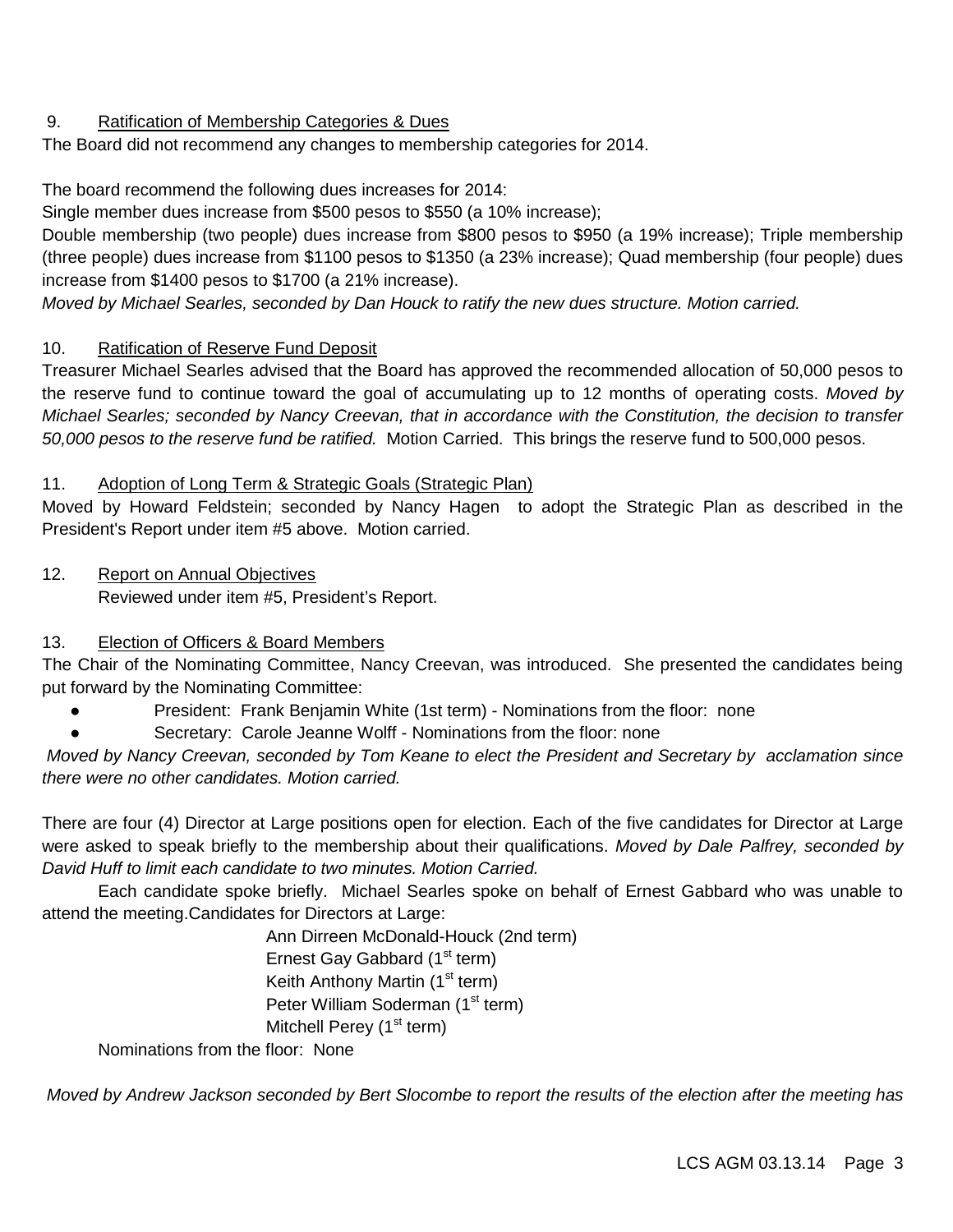9. Ratification of Membership Categories & Dues

The Board did not recommend any changes to membership categories for 2014.

The board recommend the following dues increases for 2014:
Single member dues increase from $500 pesos to $550 (a 10% increase);
Double membership (two people) dues increase from $800 pesos to $950 (a 19% increase); Triple membership (three people) dues increase from $1100 pesos to $1350 (a 23% increase); Quad membership (four people) dues increase from $1400 pesos to $1700 (a 21% increase).
*Moved by Michael Searles, seconded by Dan Houck to ratify the new dues structure. Motion carried.*

10. Ratification of Reserve Fund Deposit

Treasurer Michael Searles advised that the Board has approved the recommended allocation of 50,000 pesos to the reserve fund to continue toward the goal of accumulating up to 12 months of operating costs. *Moved by Michael Searles; seconded by Nancy Creevan, that in accordance with the Constitution, the decision to transfer 50,000 pesos to the reserve fund be ratified.* Motion Carried. This brings the reserve fund to 500,000 pesos.

11. Adoption of Long Term & Strategic Goals (Strategic Plan)

Moved by Howard Feldstein; seconded by Nancy Hagen to adopt the Strategic Plan as described in the President's Report under item #5 above. Motion carried.

12. Report on Annual Objectives

Reviewed under item #5, President's Report.

13. Election of Officers & Board Members

The Chair of the Nominating Committee, Nancy Creevan, was introduced. She presented the candidates being put forward by the Nominating Committee:

- President: Frank Benjamin White (1st term) - Nominations from the floor: none
- Secretary: Carole Jeanne Wolff - Nominations from the floor: none

*Moved by Nancy Creevan, seconded by Tom Keane to elect the President and Secretary by acclamation since there were no other candidates. Motion carried.*

There are four (4) Director at Large positions open for election. Each of the five candidates for Director at Large were asked to speak briefly to the membership about their qualifications. *Moved by Dale Palfrey, seconded by David Huff to limit each candidate to two minutes. Motion Carried.*

Each candidate spoke briefly. Michael Searles spoke on behalf of Ernest Gabbard who was unable to attend the meeting.Candidates for Directors at Large:

Ann Dirreen McDonald-Houck (2nd term)
Ernest Gay Gabbard (1st term)
Keith Anthony Martin (1st term)
Peter William Soderman (1st term)
Mitchell Perey (1st term)

Nominations from the floor: None

*Moved by Andrew Jackson seconded by Bert Slocombe to report the results of the election after the meeting has*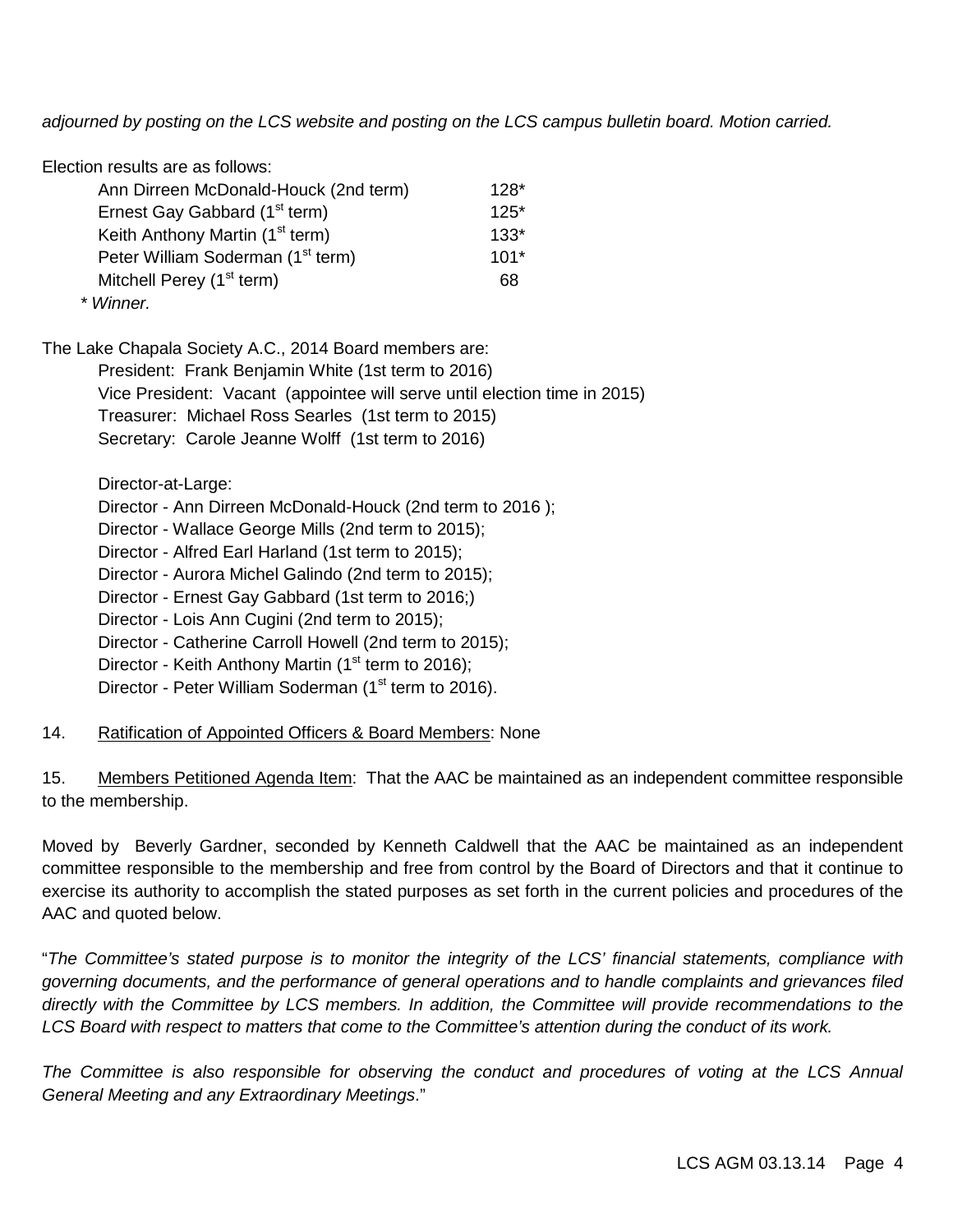*adjourned by posting on the LCS website and posting on the LCS campus bulletin board. Motion carried.*

Election results are as follows:

| | |
|---|---|
| Ann Dirreen McDonald-Houck (2nd term) | 128* |
| Ernest Gay Gabbard (1st term) | 125* |
| Keith Anthony Martin (1st term) | 133* |
| Peter William Soderman (1st term) | 101* |
| Mitchell Perey (1st term) | 68 |

*\* Winner.*

The Lake Chapala Society A.C., 2014 Board members are:

President: Frank Benjamin White (1st term to 2016)
Vice President: Vacant (appointee will serve until election time in 2015)
Treasurer: Michael Ross Searles (1st term to 2015)
Secretary: Carole Jeanne Wolff (1st term to 2016)

Director-at-Large:
Director - Ann Dirreen McDonald-Houck (2nd term to 2016 );
Director - Wallace George Mills (2nd term to 2015);
Director - Alfred Earl Harland (1st term to 2015);
Director - Aurora Michel Galindo (2nd term to 2015);
Director - Ernest Gay Gabbard (1st term to 2016;)
Director - Lois Ann Cugini (2nd term to 2015);
Director - Catherine Carroll Howell (2nd term to 2015);
Director - Keith Anthony Martin (1st term to 2016);
Director - Peter William Soderman (1st term to 2016).

14. Ratification of Appointed Officers & Board Members: None

15. Members Petitioned Agenda Item: That the AAC be maintained as an independent committee responsible to the membership.

Moved by Beverly Gardner, seconded by Kenneth Caldwell that the AAC be maintained as an independent committee responsible to the membership and free from control by the Board of Directors and that it continue to exercise its authority to accomplish the stated purposes as set forth in the current policies and procedures of the AAC and quoted below.

"*The Committee's stated purpose is to monitor the integrity of the LCS' financial statements, compliance with governing documents, and the performance of general operations and to handle complaints and grievances filed directly with the Committee by LCS members. In addition, the Committee will provide recommendations to the LCS Board with respect to matters that come to the Committee's attention during the conduct of its work.*

*The Committee is also responsible for observing the conduct and procedures of voting at the LCS Annual General Meeting and any Extraordinary Meetings*."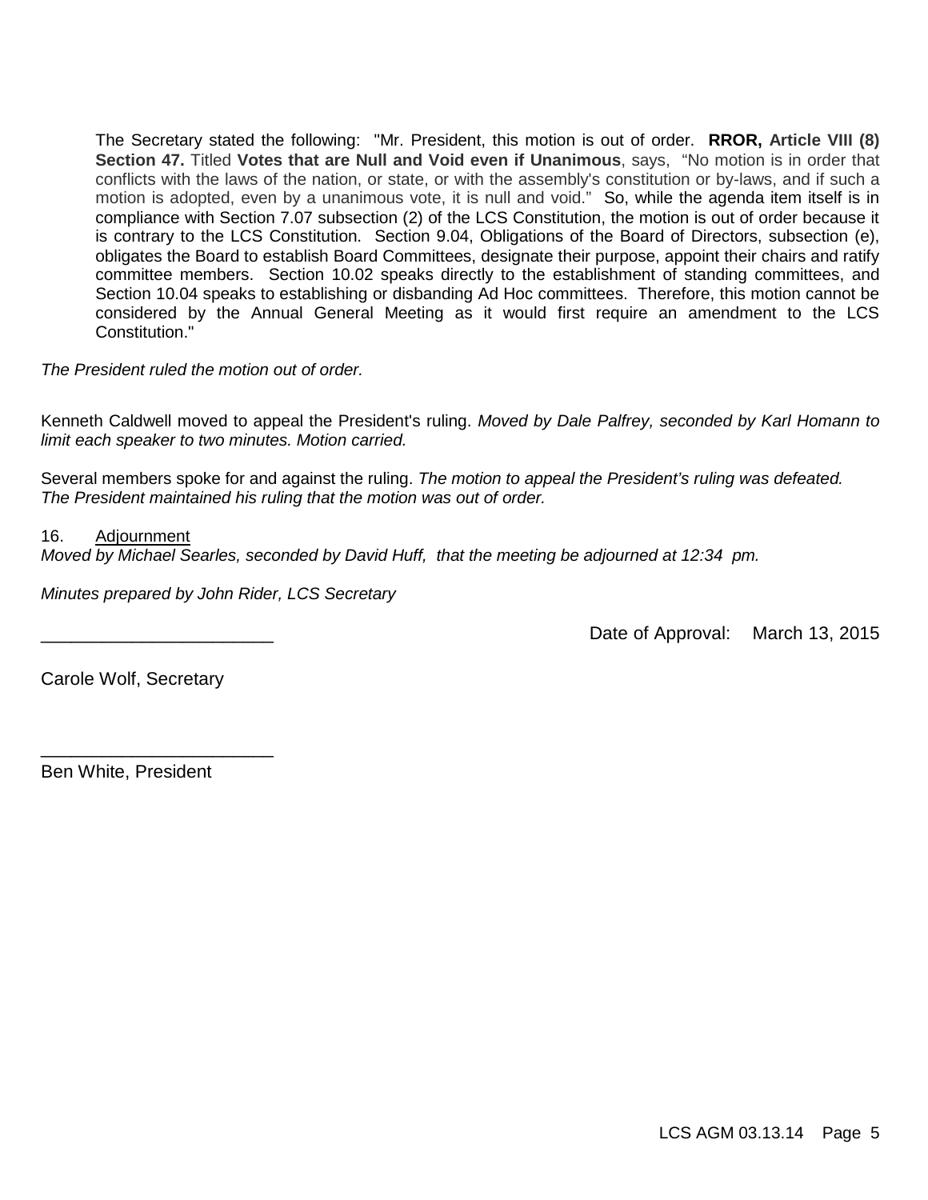The Secretary stated the following: "Mr. President, this motion is out of order. **RROR, Article VIII (8) Section 47.** Titled **Votes that are Null and Void even if Unanimous**, says, "No motion is in order that conflicts with the laws of the nation, or state, or with the assembly's constitution or by-laws, and if such a motion is adopted, even by a unanimous vote, it is null and void." So, while the agenda item itself is in compliance with Section 7.07 subsection (2) of the LCS Constitution, the motion is out of order because it is contrary to the LCS Constitution. Section 9.04, Obligations of the Board of Directors, subsection (e), obligates the Board to establish Board Committees, designate their purpose, appoint their chairs and ratify committee members. Section 10.02 speaks directly to the establishment of standing committees, and Section 10.04 speaks to establishing or disbanding Ad Hoc committees. Therefore, this motion cannot be considered by the Annual General Meeting as it would first require an amendment to the LCS Constitution."

*The President ruled the motion out of order.*

Kenneth Caldwell moved to appeal the President's ruling. *Moved by Dale Palfrey, seconded by Karl Homann to limit each speaker to two minutes. Motion carried.*

Several members spoke for and against the ruling. *The motion to appeal the President's ruling was defeated. The President maintained his ruling that the motion was out of order.*

16. Adjournment

*Moved by Michael Searles, seconded by David Huff, that the meeting be adjourned at 12:34 pm.*

*Minutes prepared by John Rider, LCS Secretary*

_______________________ Date of Approval: March 13, 2015

Carole Wolf, Secretary

_______________________

Ben White, President